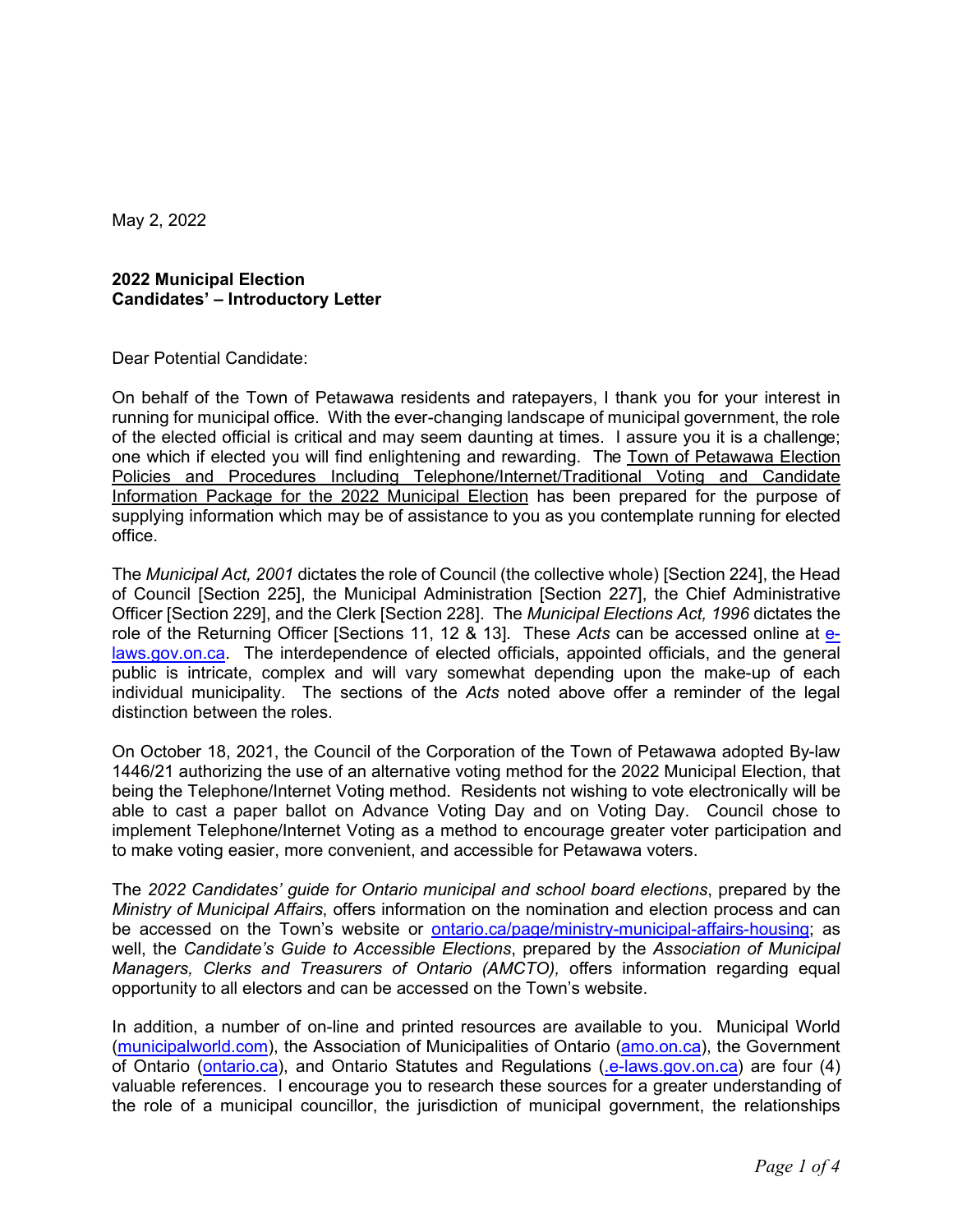May 2, 2022

**2022 Municipal Election**
**Candidates' – Introductory Letter**

Dear Potential Candidate:

On behalf of the Town of Petawawa residents and ratepayers, I thank you for your interest in running for municipal office. With the ever-changing landscape of municipal government, the role of the elected official is critical and may seem daunting at times. I assure you it is a challenge; one which if elected you will find enlightening and rewarding. The Town of Petawawa Election Policies and Procedures Including Telephone/Internet/Traditional Voting and Candidate Information Package for the 2022 Municipal Election has been prepared for the purpose of supplying information which may be of assistance to you as you contemplate running for elected office.

The *Municipal Act, 2001* dictates the role of Council (the collective whole) [Section 224], the Head of Council [Section 225], the Municipal Administration [Section 227], the Chief Administrative Officer [Section 229], and the Clerk [Section 228]. The *Municipal Elections Act, 1996* dictates the role of the Returning Officer [Sections 11, 12 & 13]. These *Acts* can be accessed online at e-laws.gov.on.ca. The interdependence of elected officials, appointed officials, and the general public is intricate, complex and will vary somewhat depending upon the make-up of each individual municipality. The sections of the *Acts* noted above offer a reminder of the legal distinction between the roles.

On October 18, 2021, the Council of the Corporation of the Town of Petawawa adopted By-law 1446/21 authorizing the use of an alternative voting method for the 2022 Municipal Election, that being the Telephone/Internet Voting method. Residents not wishing to vote electronically will be able to cast a paper ballot on Advance Voting Day and on Voting Day. Council chose to implement Telephone/Internet Voting as a method to encourage greater voter participation and to make voting easier, more convenient, and accessible for Petawawa voters.

The *2022 Candidates' guide for Ontario municipal and school board elections*, prepared by the *Ministry of Municipal Affairs*, offers information on the nomination and election process and can be accessed on the Town's website or ontario.ca/page/ministry-municipal-affairs-housing; as well, the *Candidate's Guide to Accessible Elections*, prepared by the *Association of Municipal Managers, Clerks and Treasurers of Ontario (AMCTO),* offers information regarding equal opportunity to all electors and can be accessed on the Town's website.

In addition, a number of on-line and printed resources are available to you. Municipal World (municipalworld.com), the Association of Municipalities of Ontario (amo.on.ca), the Government of Ontario (ontario.ca), and Ontario Statutes and Regulations (.e-laws.gov.on.ca) are four (4) valuable references. I encourage you to research these sources for a greater understanding of the role of a municipal councillor, the jurisdiction of municipal government, the relationships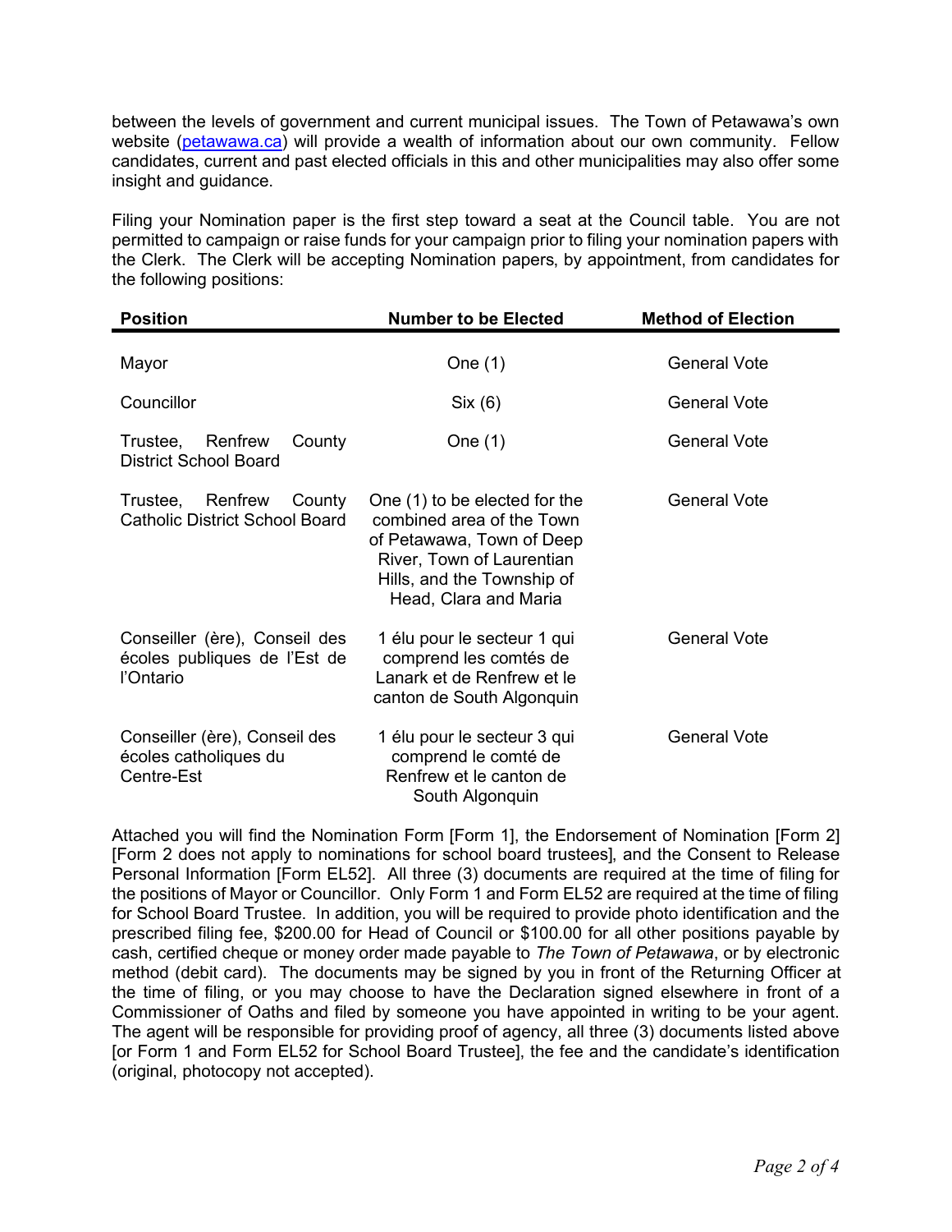between the levels of government and current municipal issues. The Town of Petawawa's own website (petawawa.ca) will provide a wealth of information about our own community. Fellow candidates, current and past elected officials in this and other municipalities may also offer some insight and guidance.

Filing your Nomination paper is the first step toward a seat at the Council table. You are not permitted to campaign or raise funds for your campaign prior to filing your nomination papers with the Clerk. The Clerk will be accepting Nomination papers, by appointment, from candidates for the following positions:

| Position | Number to be Elected | Method of Election |
|---|---|---|
| Mayor | One (1) | General Vote |
| Councillor | Six (6) | General Vote |
| Trustee, Renfrew County District School Board | One (1) | General Vote |
| Trustee, Renfrew County Catholic District School Board | One (1) to be elected for the combined area of the Town of Petawawa, Town of Deep River, Town of Laurentian Hills, and the Township of Head, Clara and Maria | General Vote |
| Conseiller (ère), Conseil des écoles publiques de l'Est de l'Ontario | 1 élu pour le secteur 1 qui comprend les comtés de Lanark et de Renfrew et le canton de South Algonquin | General Vote |
| Conseiller (ère), Conseil des écoles catholiques du Centre-Est | 1 élu pour le secteur 3 qui comprend le comté de Renfrew et le canton de South Algonquin | General Vote |

Attached you will find the Nomination Form [Form 1], the Endorsement of Nomination [Form 2] [Form 2 does not apply to nominations for school board trustees], and the Consent to Release Personal Information [Form EL52]. All three (3) documents are required at the time of filing for the positions of Mayor or Councillor. Only Form 1 and Form EL52 are required at the time of filing for School Board Trustee. In addition, you will be required to provide photo identification and the prescribed filing fee, $200.00 for Head of Council or $100.00 for all other positions payable by cash, certified cheque or money order made payable to *The Town of Petawawa*, or by electronic method (debit card). The documents may be signed by you in front of the Returning Officer at the time of filing, or you may choose to have the Declaration signed elsewhere in front of a Commissioner of Oaths and filed by someone you have appointed in writing to be your agent. The agent will be responsible for providing proof of agency, all three (3) documents listed above [or Form 1 and Form EL52 for School Board Trustee], the fee and the candidate's identification (original, photocopy not accepted).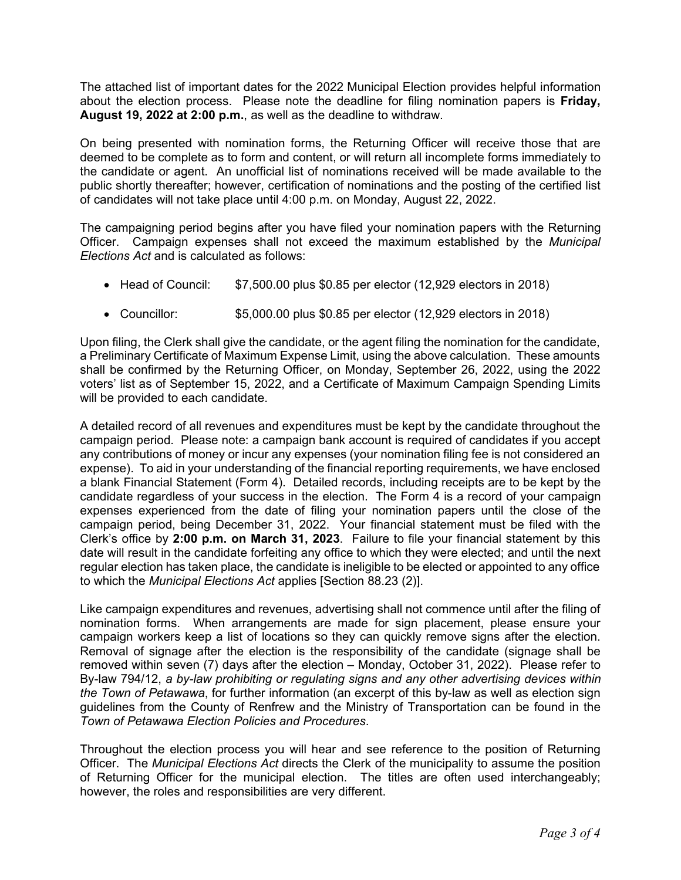The attached list of important dates for the 2022 Municipal Election provides helpful information about the election process. Please note the deadline for filing nomination papers is **Friday, August 19, 2022 at 2:00 p.m.**, as well as the deadline to withdraw.

On being presented with nomination forms, the Returning Officer will receive those that are deemed to be complete as to form and content, or will return all incomplete forms immediately to the candidate or agent. An unofficial list of nominations received will be made available to the public shortly thereafter; however, certification of nominations and the posting of the certified list of candidates will not take place until 4:00 p.m. on Monday, August 22, 2022.

The campaigning period begins after you have filed your nomination papers with the Returning Officer. Campaign expenses shall not exceed the maximum established by the *Municipal Elections Act* and is calculated as follows:

- Head of Council: $7,500.00 plus $0.85 per elector (12,929 electors in 2018)
- Councillor: $5,000.00 plus $0.85 per elector (12,929 electors in 2018)

Upon filing, the Clerk shall give the candidate, or the agent filing the nomination for the candidate, a Preliminary Certificate of Maximum Expense Limit, using the above calculation. These amounts shall be confirmed by the Returning Officer, on Monday, September 26, 2022, using the 2022 voters' list as of September 15, 2022, and a Certificate of Maximum Campaign Spending Limits will be provided to each candidate.

A detailed record of all revenues and expenditures must be kept by the candidate throughout the campaign period. Please note: a campaign bank account is required of candidates if you accept any contributions of money or incur any expenses (your nomination filing fee is not considered an expense). To aid in your understanding of the financial reporting requirements, we have enclosed a blank Financial Statement (Form 4). Detailed records, including receipts are to be kept by the candidate regardless of your success in the election. The Form 4 is a record of your campaign expenses experienced from the date of filing your nomination papers until the close of the campaign period, being December 31, 2022. Your financial statement must be filed with the Clerk's office by **2:00 p.m. on March 31, 2023**. Failure to file your financial statement by this date will result in the candidate forfeiting any office to which they were elected; and until the next regular election has taken place, the candidate is ineligible to be elected or appointed to any office to which the *Municipal Elections Act* applies [Section 88.23 (2)].

Like campaign expenditures and revenues, advertising shall not commence until after the filing of nomination forms. When arrangements are made for sign placement, please ensure your campaign workers keep a list of locations so they can quickly remove signs after the election. Removal of signage after the election is the responsibility of the candidate (signage shall be removed within seven (7) days after the election – Monday, October 31, 2022). Please refer to By-law 794/12, *a by-law prohibiting or regulating signs and any other advertising devices within the Town of Petawawa*, for further information (an excerpt of this by-law as well as election sign guidelines from the County of Renfrew and the Ministry of Transportation can be found in the *Town of Petawawa Election Policies and Procedures*.

Throughout the election process you will hear and see reference to the position of Returning Officer. The *Municipal Elections Act* directs the Clerk of the municipality to assume the position of Returning Officer for the municipal election. The titles are often used interchangeably; however, the roles and responsibilities are very different.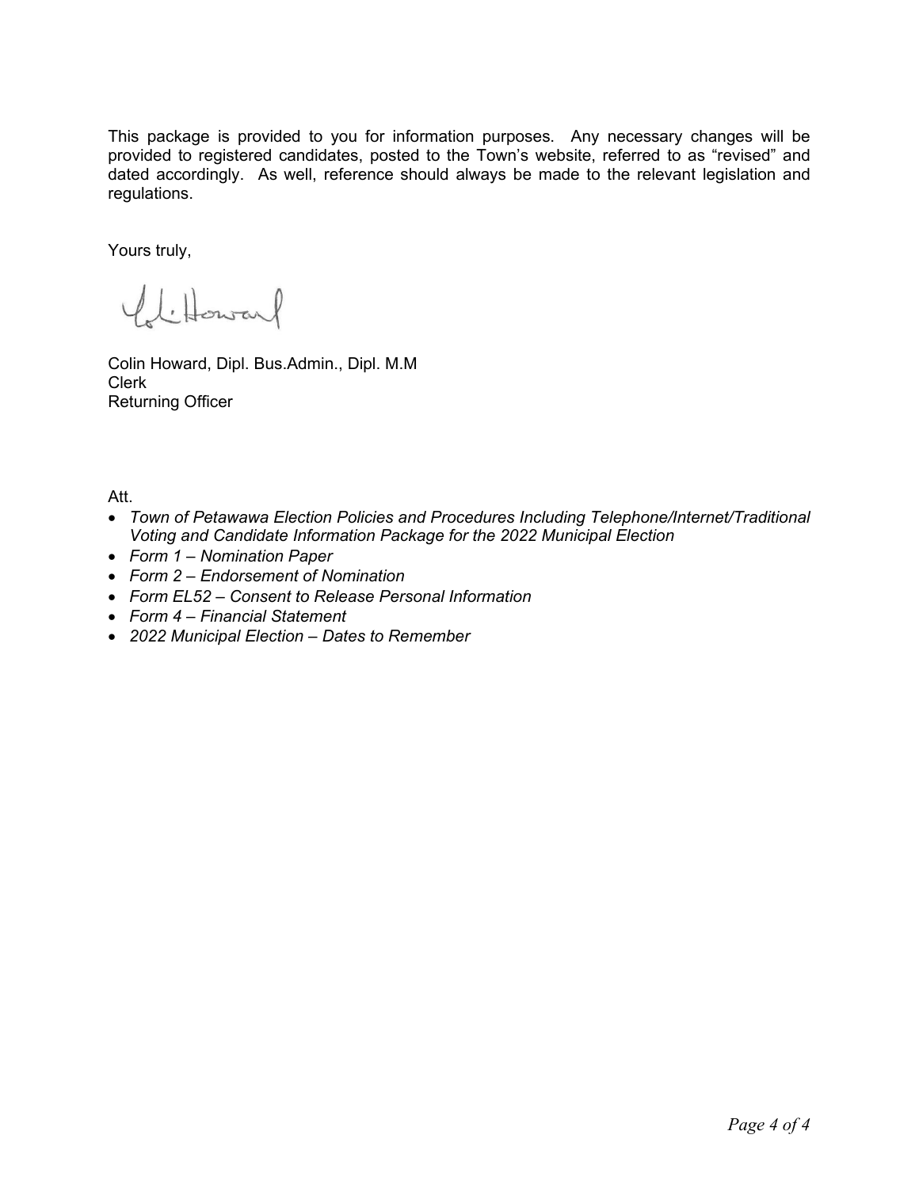This package is provided to you for information purposes. Any necessary changes will be provided to registered candidates, posted to the Town's website, referred to as "revised" and dated accordingly. As well, reference should always be made to the relevant legislation and regulations.

Yours truly,

Colin Howard, Dipl. Bus.Admin., Dipl. M.M
Clerk
Returning Officer

Att.

- *Town of Petawawa Election Policies and Procedures Including Telephone/Internet/Traditional Voting and Candidate Information Package for the 2022 Municipal Election*
- *Form 1 – Nomination Paper*
- *Form 2 – Endorsement of Nomination*
- *Form EL52 – Consent to Release Personal Information*
- *Form 4 – Financial Statement*
- *2022 Municipal Election – Dates to Remember*